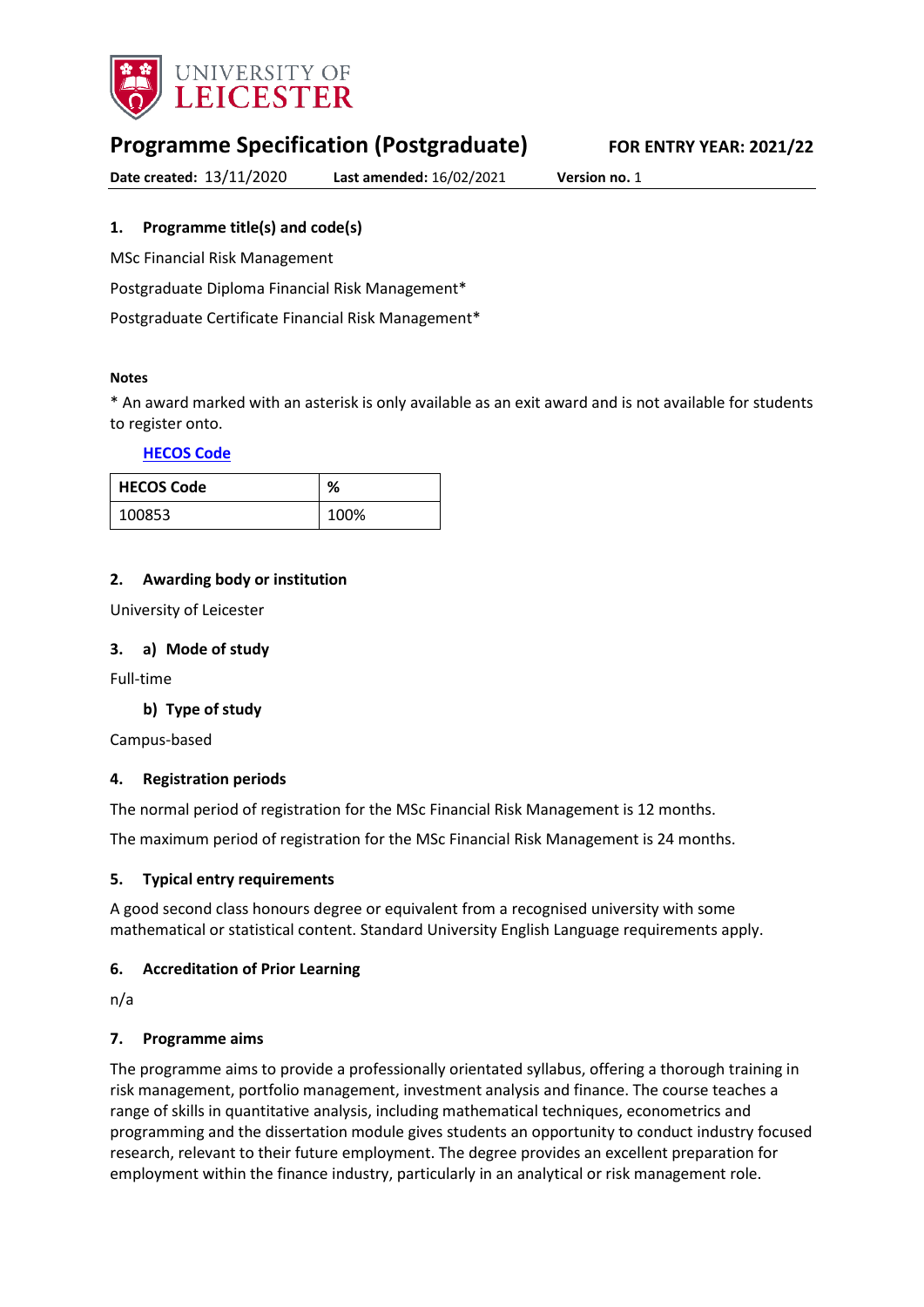# Programme Specification (Postgraduate)

**FOR ENTRY YEAR: 2021/22**

**Date created:** 13/11/2020 **Last amended:** 16/02/2021 **Version no.** 1

## 1. Programme title(s) and code(s)

MSc Financial Risk Management

Postgraduate Diploma Financial Risk Management*

Postgraduate Certificate Financial Risk Management*

#### Notes

* An award marked with an asterisk is only available as an exit award and is not available for students to register onto.

[HECOS Code](#)

| HECOS Code | % |
|---|---|
| 100853 | 100% |

## 2. Awarding body or institution

University of Leicester

## 3. a) Mode of study

Full-time

### b) Type of study

Campus-based

## 4. Registration periods

The normal period of registration for the MSc Financial Risk Management is 12 months.

The maximum period of registration for the MSc Financial Risk Management is 24 months.

## 5. Typical entry requirements

A good second class honours degree or equivalent from a recognised university with some mathematical or statistical content. Standard University English Language requirements apply.

## 6. Accreditation of Prior Learning

n/a

## 7. Programme aims

The programme aims to provide a professionally orientated syllabus, offering a thorough training in risk management, portfolio management, investment analysis and finance. The course teaches a range of skills in quantitative analysis, including mathematical techniques, econometrics and programming and the dissertation module gives students an opportunity to conduct industry focused research, relevant to their future employment. The degree provides an excellent preparation for employment within the finance industry, particularly in an analytical or risk management role.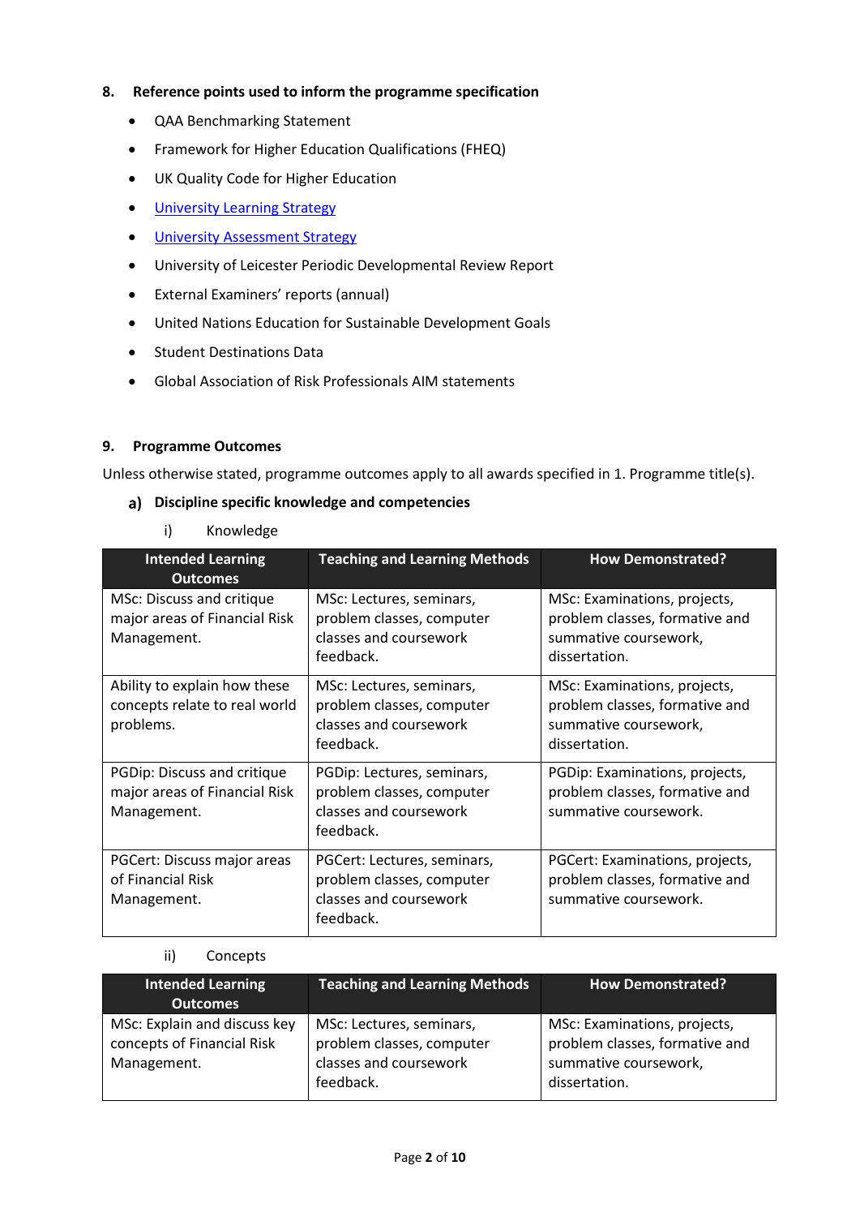## 8. Reference points used to inform the programme specification

- QAA Benchmarking Statement
- Framework for Higher Education Qualifications (FHEQ)
- UK Quality Code for Higher Education
- [University Learning Strategy]
- [University Assessment Strategy]
- University of Leicester Periodic Developmental Review Report
- External Examiners' reports (annual)
- United Nations Education for Sustainable Development Goals
- Student Destinations Data
- Global Association of Risk Professionals AIM statements

## 9. Programme Outcomes

Unless otherwise stated, programme outcomes apply to all awards specified in 1. Programme title(s).

### a) Discipline specific knowledge and competencies

i) Knowledge

| Intended Learning Outcomes | Teaching and Learning Methods | How Demonstrated? |
|---|---|---|
| MSc: Discuss and critique major areas of Financial Risk Management. | MSc: Lectures, seminars, problem classes, computer classes and coursework feedback. | MSc: Examinations, projects, problem classes, formative and summative coursework, dissertation. |
| Ability to explain how these concepts relate to real world problems. | MSc: Lectures, seminars, problem classes, computer classes and coursework feedback. | MSc: Examinations, projects, problem classes, formative and summative coursework, dissertation. |
| PGDip: Discuss and critique major areas of Financial Risk Management. | PGDip: Lectures, seminars, problem classes, computer classes and coursework feedback. | PGDip: Examinations, projects, problem classes, formative and summative coursework. |
| PGCert: Discuss major areas of Financial Risk Management. | PGCert: Lectures, seminars, problem classes, computer classes and coursework feedback. | PGCert: Examinations, projects, problem classes, formative and summative coursework. |

ii) Concepts

| Intended Learning Outcomes | Teaching and Learning Methods | How Demonstrated? |
|---|---|---|
| MSc: Explain and discuss key concepts of Financial Risk Management. | MSc: Lectures, seminars, problem classes, computer classes and coursework feedback. | MSc: Examinations, projects, problem classes, formative and summative coursework, dissertation. |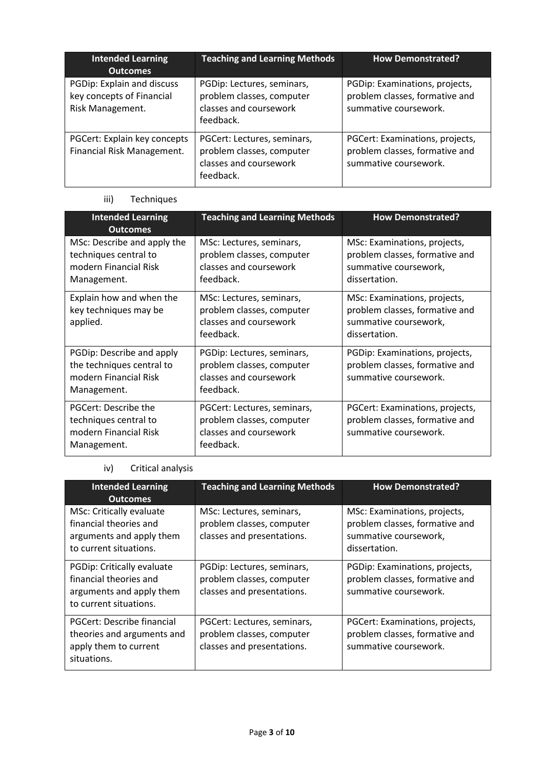| Intended Learning Outcomes | Teaching and Learning Methods | How Demonstrated? |
|---|---|---|
| PGDip: Explain and discuss key concepts of Financial Risk Management. | PGDip: Lectures, seminars, problem classes, computer classes and coursework feedback. | PGDip: Examinations, projects, problem classes, formative and summative coursework. |
| PGCert: Explain key concepts Financial Risk Management. | PGCert: Lectures, seminars, problem classes, computer classes and coursework feedback. | PGCert: Examinations, projects, problem classes, formative and summative coursework. |

iii) Techniques

| Intended Learning Outcomes | Teaching and Learning Methods | How Demonstrated? |
|---|---|---|
| MSc: Describe and apply the techniques central to modern Financial Risk Management. | MSc: Lectures, seminars, problem classes, computer classes and coursework feedback. | MSc: Examinations, projects, problem classes, formative and summative coursework, dissertation. |
| Explain how and when the key techniques may be applied. | MSc: Lectures, seminars, problem classes, computer classes and coursework feedback. | MSc: Examinations, projects, problem classes, formative and summative coursework, dissertation. |
| PGDip: Describe and apply the techniques central to modern Financial Risk Management. | PGDip: Lectures, seminars, problem classes, computer classes and coursework feedback. | PGDip: Examinations, projects, problem classes, formative and summative coursework. |
| PGCert: Describe the techniques central to modern Financial Risk Management. | PGCert: Lectures, seminars, problem classes, computer classes and coursework feedback. | PGCert: Examinations, projects, problem classes, formative and summative coursework. |

iv) Critical analysis

| Intended Learning Outcomes | Teaching and Learning Methods | How Demonstrated? |
|---|---|---|
| MSc: Critically evaluate financial theories and arguments and apply them to current situations. | MSc: Lectures, seminars, problem classes, computer classes and presentations. | MSc: Examinations, projects, problem classes, formative and summative coursework, dissertation. |
| PGDip: Critically evaluate financial theories and arguments and apply them to current situations. | PGDip: Lectures, seminars, problem classes, computer classes and presentations. | PGDip: Examinations, projects, problem classes, formative and summative coursework. |
| PGCert: Describe financial theories and arguments and apply them to current situations. | PGCert: Lectures, seminars, problem classes, computer classes and presentations. | PGCert: Examinations, projects, problem classes, formative and summative coursework. |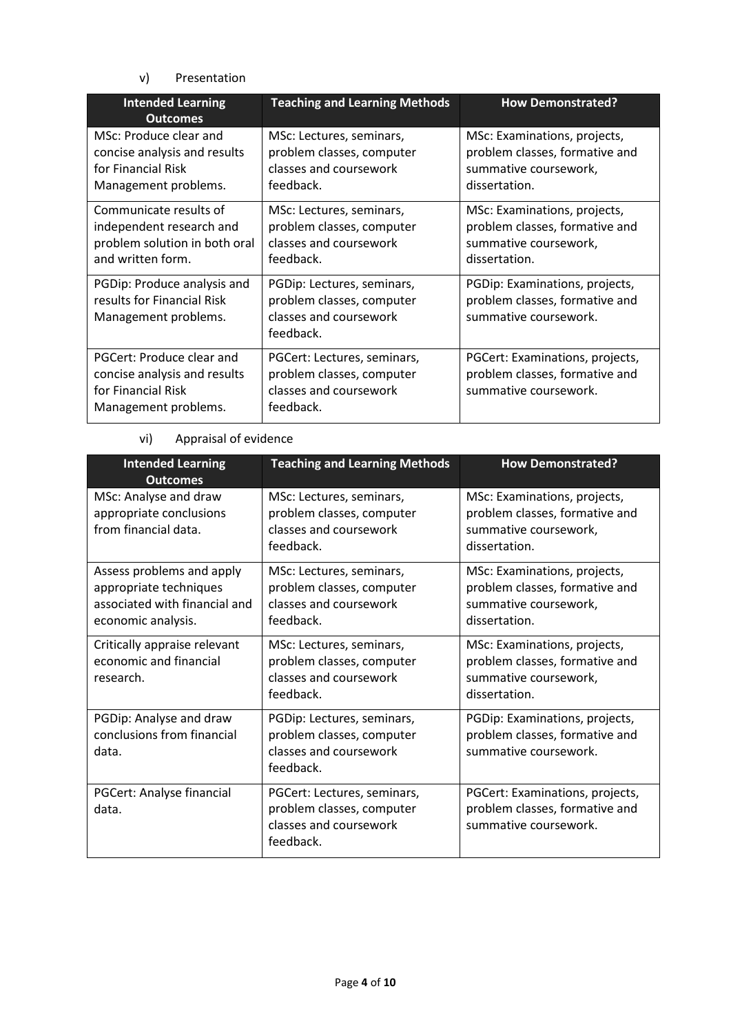v) Presentation

| Intended Learning Outcomes | Teaching and Learning Methods | How Demonstrated? |
|---|---|---|
| MSc: Produce clear and concise analysis and results for Financial Risk Management problems. | MSc: Lectures, seminars, problem classes, computer classes and coursework feedback. | MSc: Examinations, projects, problem classes, formative and summative coursework, dissertation. |
| Communicate results of independent research and problem solution in both oral and written form. | MSc: Lectures, seminars, problem classes, computer classes and coursework feedback. | MSc: Examinations, projects, problem classes, formative and summative coursework, dissertation. |
| PGDip: Produce analysis and results for Financial Risk Management problems. | PGDip: Lectures, seminars, problem classes, computer classes and coursework feedback. | PGDip: Examinations, projects, problem classes, formative and summative coursework. |
| PGCert: Produce clear and concise analysis and results for Financial Risk Management problems. | PGCert: Lectures, seminars, problem classes, computer classes and coursework feedback. | PGCert: Examinations, projects, problem classes, formative and summative coursework. |

vi) Appraisal of evidence

| Intended Learning Outcomes | Teaching and Learning Methods | How Demonstrated? |
|---|---|---|
| MSc: Analyse and draw appropriate conclusions from financial data. | MSc: Lectures, seminars, problem classes, computer classes and coursework feedback. | MSc: Examinations, projects, problem classes, formative and summative coursework, dissertation. |
| Assess problems and apply appropriate techniques associated with financial and economic analysis. | MSc: Lectures, seminars, problem classes, computer classes and coursework feedback. | MSc: Examinations, projects, problem classes, formative and summative coursework, dissertation. |
| Critically appraise relevant economic and financial research. | MSc: Lectures, seminars, problem classes, computer classes and coursework feedback. | MSc: Examinations, projects, problem classes, formative and summative coursework, dissertation. |
| PGDip: Analyse and draw conclusions from financial data. | PGDip: Lectures, seminars, problem classes, computer classes and coursework feedback. | PGDip: Examinations, projects, problem classes, formative and summative coursework. |
| PGCert: Analyse financial data. | PGCert: Lectures, seminars, problem classes, computer classes and coursework feedback. | PGCert: Examinations, projects, problem classes, formative and summative coursework. |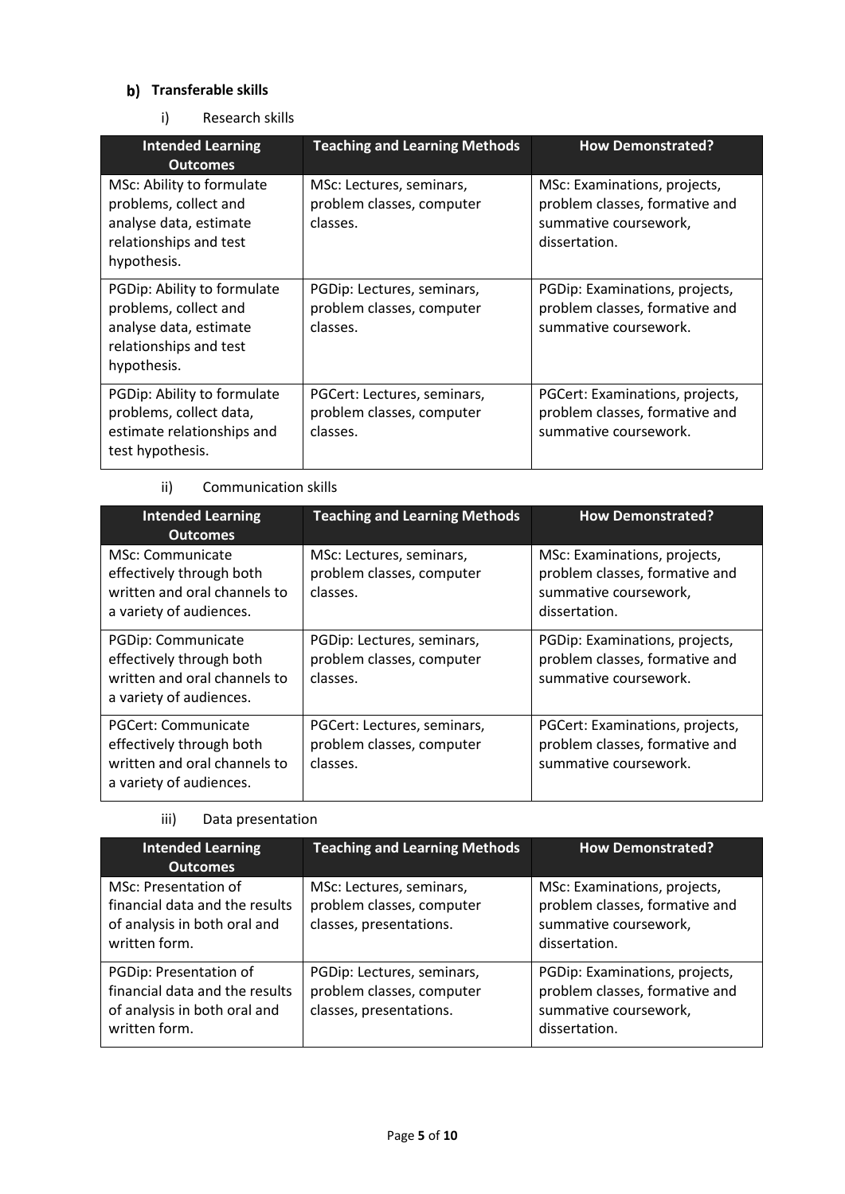## b) Transferable skills

i) Research skills

| Intended Learning Outcomes | Teaching and Learning Methods | How Demonstrated? |
|---|---|---|
| MSc: Ability to formulate problems, collect and analyse data, estimate relationships and test hypothesis. | MSc: Lectures, seminars, problem classes, computer classes. | MSc: Examinations, projects, problem classes, formative and summative coursework, dissertation. |
| PGDip: Ability to formulate problems, collect and analyse data, estimate relationships and test hypothesis. | PGDip: Lectures, seminars, problem classes, computer classes. | PGDip: Examinations, projects, problem classes, formative and summative coursework. |
| PGDip: Ability to formulate problems, collect data, estimate relationships and test hypothesis. | PGCert: Lectures, seminars, problem classes, computer classes. | PGCert: Examinations, projects, problem classes, formative and summative coursework. |

ii) Communication skills

| Intended Learning Outcomes | Teaching and Learning Methods | How Demonstrated? |
|---|---|---|
| MSc: Communicate effectively through both written and oral channels to a variety of audiences. | MSc: Lectures, seminars, problem classes, computer classes. | MSc: Examinations, projects, problem classes, formative and summative coursework, dissertation. |
| PGDip: Communicate effectively through both written and oral channels to a variety of audiences. | PGDip: Lectures, seminars, problem classes, computer classes. | PGDip: Examinations, projects, problem classes, formative and summative coursework. |
| PGCert: Communicate effectively through both written and oral channels to a variety of audiences. | PGCert: Lectures, seminars, problem classes, computer classes. | PGCert: Examinations, projects, problem classes, formative and summative coursework. |

iii) Data presentation

| Intended Learning Outcomes | Teaching and Learning Methods | How Demonstrated? |
|---|---|---|
| MSc: Presentation of financial data and the results of analysis in both oral and written form. | MSc: Lectures, seminars, problem classes, computer classes, presentations. | MSc: Examinations, projects, problem classes, formative and summative coursework, dissertation. |
| PGDip: Presentation of financial data and the results of analysis in both oral and written form. | PGDip: Lectures, seminars, problem classes, computer classes, presentations. | PGDip: Examinations, projects, problem classes, formative and summative coursework, dissertation. |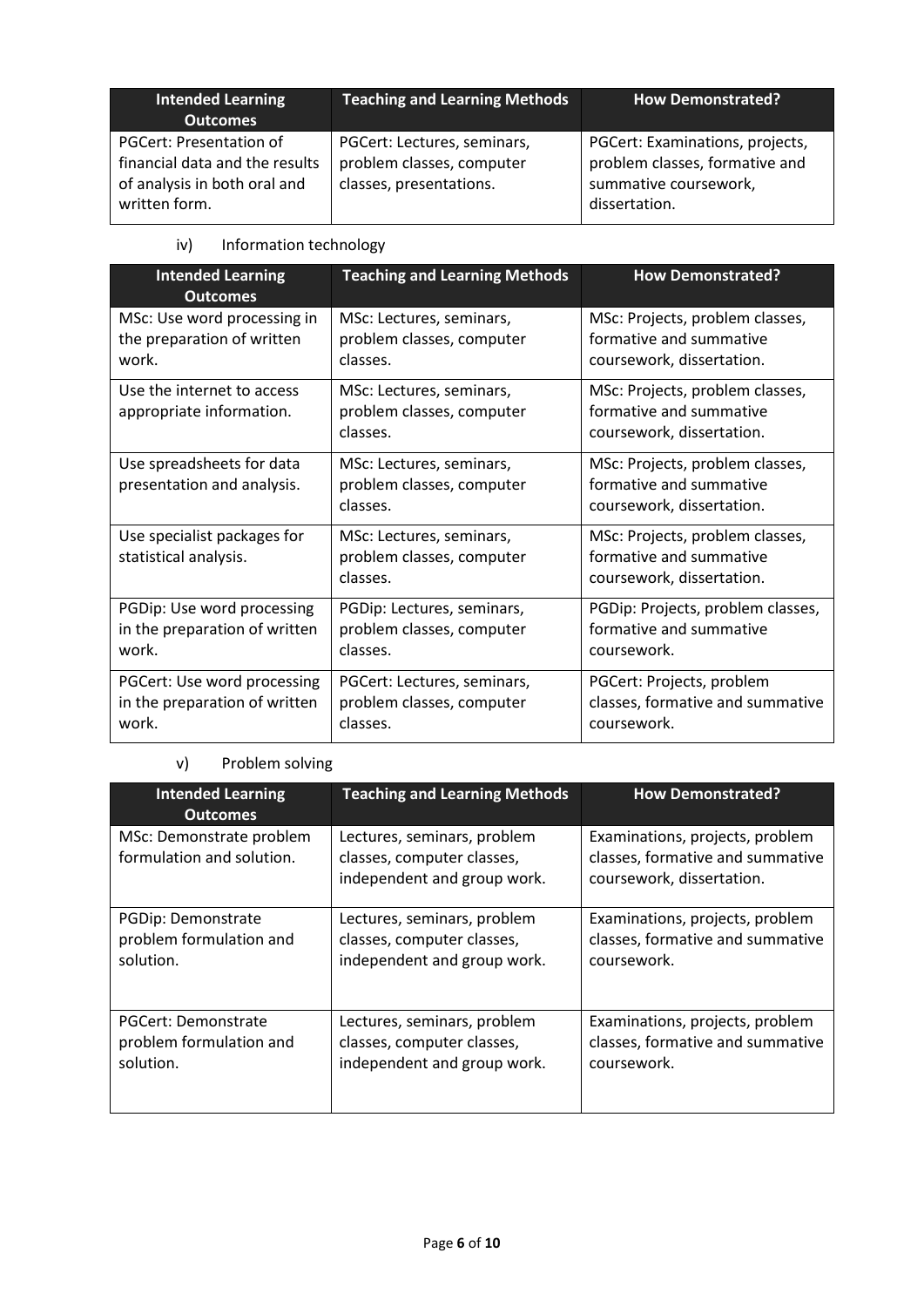| Intended Learning Outcomes | Teaching and Learning Methods | How Demonstrated? |
| --- | --- | --- |
| PGCert: Presentation of financial data and the results of analysis in both oral and written form. | PGCert: Lectures, seminars, problem classes, computer classes, presentations. | PGCert: Examinations, projects, problem classes, formative and summative coursework, dissertation. |

iv) Information technology

| Intended Learning Outcomes | Teaching and Learning Methods | How Demonstrated? |
| --- | --- | --- |
| MSc: Use word processing in the preparation of written work. | MSc: Lectures, seminars, problem classes, computer classes. | MSc: Projects, problem classes, formative and summative coursework, dissertation. |
| Use the internet to access appropriate information. | MSc: Lectures, seminars, problem classes, computer classes. | MSc: Projects, problem classes, formative and summative coursework, dissertation. |
| Use spreadsheets for data presentation and analysis. | MSc: Lectures, seminars, problem classes, computer classes. | MSc: Projects, problem classes, formative and summative coursework, dissertation. |
| Use specialist packages for statistical analysis. | MSc: Lectures, seminars, problem classes, computer classes. | MSc: Projects, problem classes, formative and summative coursework, dissertation. |
| PGDip: Use word processing in the preparation of written work. | PGDip: Lectures, seminars, problem classes, computer classes. | PGDip: Projects, problem classes, formative and summative coursework. |
| PGCert: Use word processing in the preparation of written work. | PGCert: Lectures, seminars, problem classes, computer classes. | PGCert: Projects, problem classes, formative and summative coursework. |

v) Problem solving

| Intended Learning Outcomes | Teaching and Learning Methods | How Demonstrated? |
| --- | --- | --- |
| MSc: Demonstrate problem formulation and solution. | Lectures, seminars, problem classes, computer classes, independent and group work. | Examinations, projects, problem classes, formative and summative coursework, dissertation. |
| PGDip: Demonstrate problem formulation and solution. | Lectures, seminars, problem classes, computer classes, independent and group work. | Examinations, projects, problem classes, formative and summative coursework. |
| PGCert: Demonstrate problem formulation and solution. | Lectures, seminars, problem classes, computer classes, independent and group work. | Examinations, projects, problem classes, formative and summative coursework. |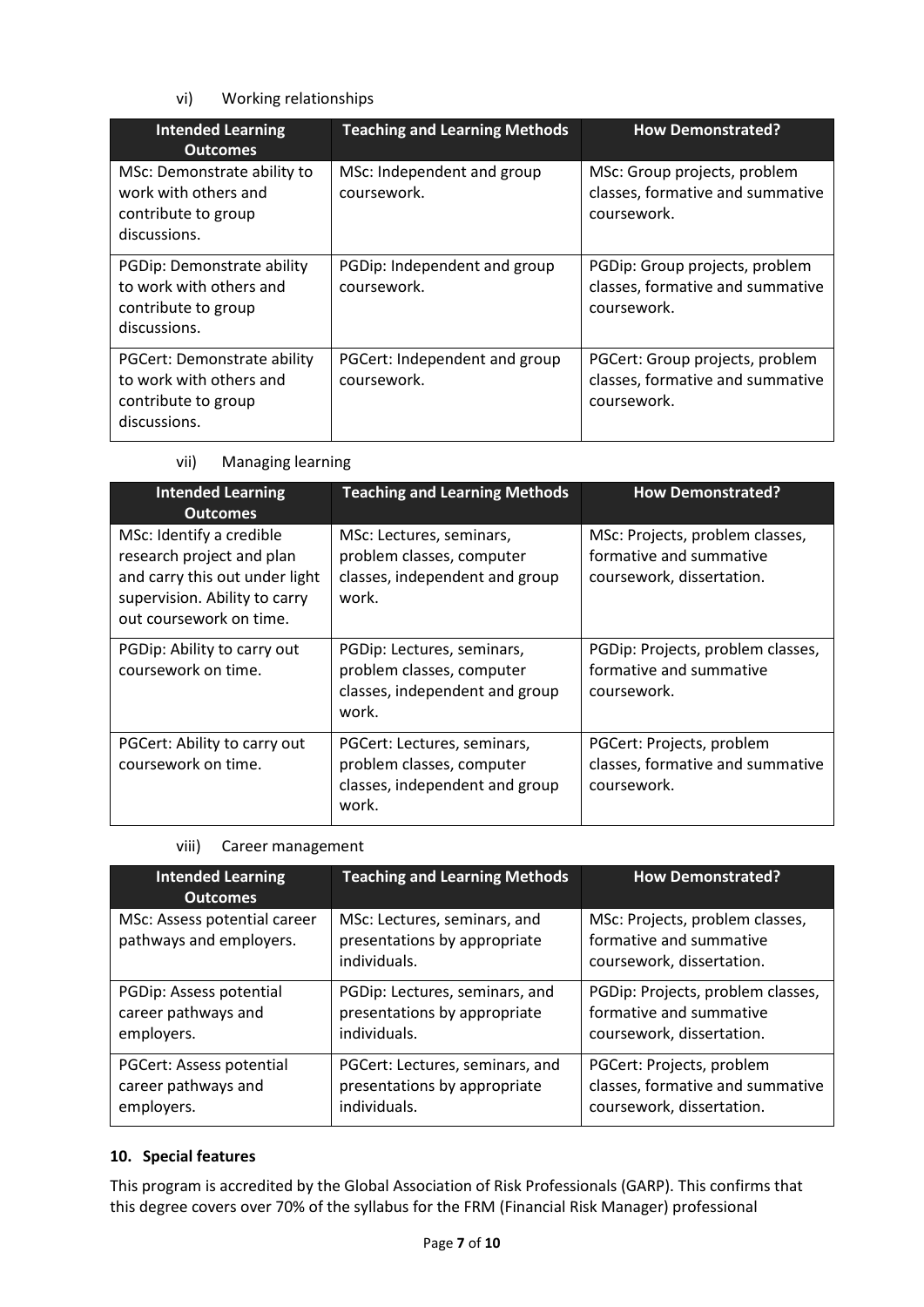vi) Working relationships

| Intended Learning Outcomes | Teaching and Learning Methods | How Demonstrated? |
| --- | --- | --- |
| MSc: Demonstrate ability to work with others and contribute to group discussions. | MSc: Independent and group coursework. | MSc: Group projects, problem classes, formative and summative coursework. |
| PGDip: Demonstrate ability to work with others and contribute to group discussions. | PGDip: Independent and group coursework. | PGDip: Group projects, problem classes, formative and summative coursework. |
| PGCert: Demonstrate ability to work with others and contribute to group discussions. | PGCert: Independent and group coursework. | PGCert: Group projects, problem classes, formative and summative coursework. |

vii) Managing learning

| Intended Learning Outcomes | Teaching and Learning Methods | How Demonstrated? |
| --- | --- | --- |
| MSc: Identify a credible research project and plan and carry this out under light supervision. Ability to carry out coursework on time. | MSc: Lectures, seminars, problem classes, computer classes, independent and group work. | MSc: Projects, problem classes, formative and summative coursework, dissertation. |
| PGDip: Ability to carry out coursework on time. | PGDip: Lectures, seminars, problem classes, computer classes, independent and group work. | PGDip: Projects, problem classes, formative and summative coursework. |
| PGCert: Ability to carry out coursework on time. | PGCert: Lectures, seminars, problem classes, computer classes, independent and group work. | PGCert: Projects, problem classes, formative and summative coursework. |

viii) Career management

| Intended Learning Outcomes | Teaching and Learning Methods | How Demonstrated? |
| --- | --- | --- |
| MSc: Assess potential career pathways and employers. | MSc: Lectures, seminars, and presentations by appropriate individuals. | MSc: Projects, problem classes, formative and summative coursework, dissertation. |
| PGDip: Assess potential career pathways and employers. | PGDip: Lectures, seminars, and presentations by appropriate individuals. | PGDip: Projects, problem classes, formative and summative coursework, dissertation. |
| PGCert: Assess potential career pathways and employers. | PGCert: Lectures, seminars, and presentations by appropriate individuals. | PGCert: Projects, problem classes, formative and summative coursework, dissertation. |

## 10. Special features

This program is accredited by the Global Association of Risk Professionals (GARP). This confirms that this degree covers over 70% of the syllabus for the FRM (Financial Risk Manager) professional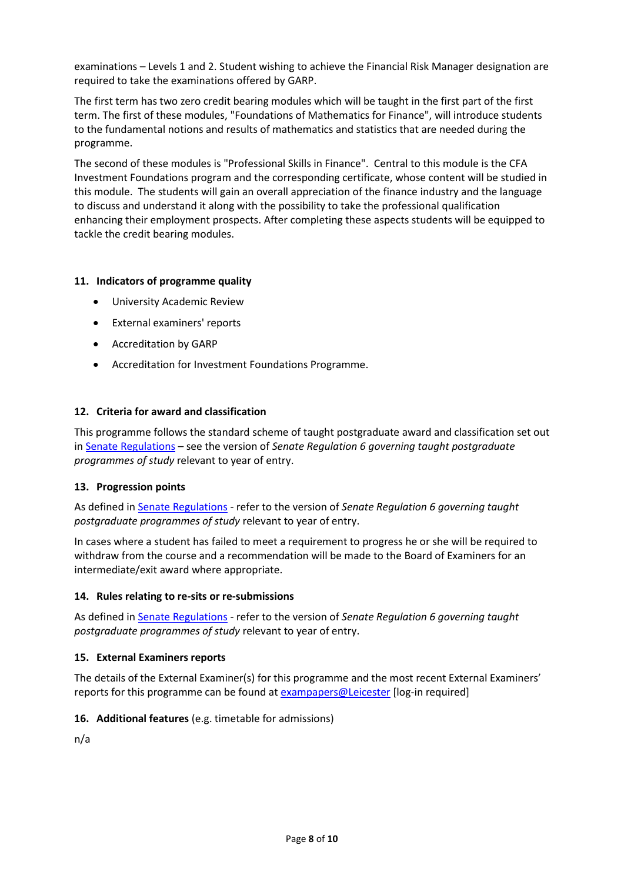examinations – Levels 1 and 2. Student wishing to achieve the Financial Risk Manager designation are required to take the examinations offered by GARP.

The first term has two zero credit bearing modules which will be taught in the first part of the first term. The first of these modules, "Foundations of Mathematics for Finance", will introduce students to the fundamental notions and results of mathematics and statistics that are needed during the programme.

The second of these modules is "Professional Skills in Finance". Central to this module is the CFA Investment Foundations program and the corresponding certificate, whose content will be studied in this module. The students will gain an overall appreciation of the finance industry and the language to discuss and understand it along with the possibility to take the professional qualification enhancing their employment prospects. After completing these aspects students will be equipped to tackle the credit bearing modules.

## 11. Indicators of programme quality

- University Academic Review
- External examiners' reports
- Accreditation by GARP
- Accreditation for Investment Foundations Programme.

## 12. Criteria for award and classification

This programme follows the standard scheme of taught postgraduate award and classification set out in Senate Regulations – see the version of *Senate Regulation 6 governing taught postgraduate programmes of study* relevant to year of entry.

## 13. Progression points

As defined in Senate Regulations - refer to the version of *Senate Regulation 6 governing taught postgraduate programmes of study* relevant to year of entry.

In cases where a student has failed to meet a requirement to progress he or she will be required to withdraw from the course and a recommendation will be made to the Board of Examiners for an intermediate/exit award where appropriate.

## 14. Rules relating to re-sits or re-submissions

As defined in Senate Regulations - refer to the version of *Senate Regulation 6 governing taught postgraduate programmes of study* relevant to year of entry.

## 15. External Examiners reports

The details of the External Examiner(s) for this programme and the most recent External Examiners' reports for this programme can be found at exampapers@Leicester [log-in required]

## 16. Additional features (e.g. timetable for admissions)

n/a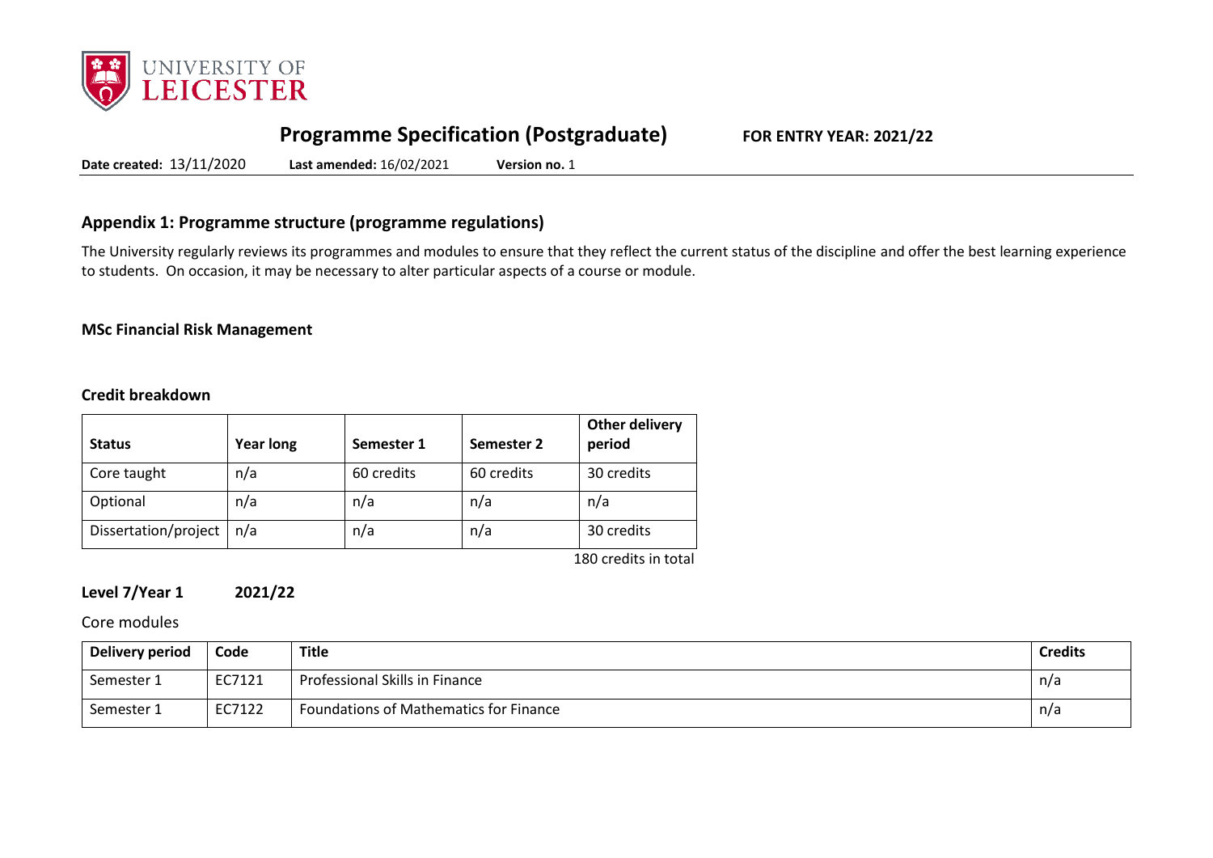## Programme Specification (Postgraduate) FOR ENTRY YEAR: 2021/22

**Date created:** 13/11/2020 **Last amended:** 16/02/2021 **Version no.** 1

## Appendix 1: Programme structure (programme regulations)

The University regularly reviews its programmes and modules to ensure that they reflect the current status of the discipline and offer the best learning experience to students. On occasion, it may be necessary to alter particular aspects of a course or module.

### MSc Financial Risk Management

### Credit breakdown

| Status | Year long | Semester 1 | Semester 2 | Other delivery period |
|---|---|---|---|---|
| Core taught | n/a | 60 credits | 60 credits | 30 credits |
| Optional | n/a | n/a | n/a | n/a |
| Dissertation/project | n/a | n/a | n/a | 30 credits |

180 credits in total

### Level 7/Year 1 2021/22

Core modules

| Delivery period | Code | Title | Credits |
|---|---|---|---|
| Semester 1 | EC7121 | Professional Skills in Finance | n/a |
| Semester 1 | EC7122 | Foundations of Mathematics for Finance | n/a |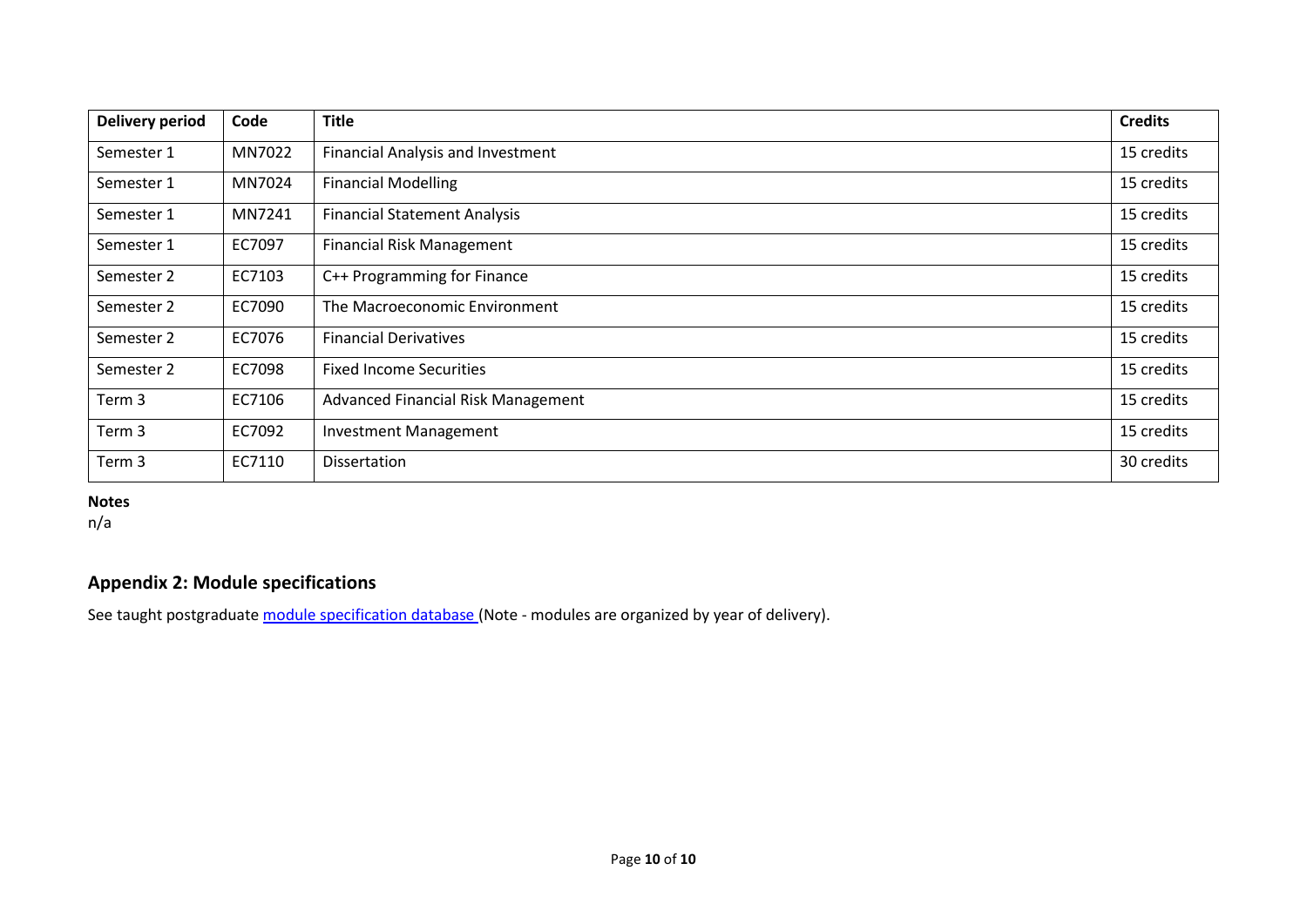| Delivery period | Code | Title | Credits |
|---|---|---|---|
| Semester 1 | MN7022 | Financial Analysis and Investment | 15 credits |
| Semester 1 | MN7024 | Financial Modelling | 15 credits |
| Semester 1 | MN7241 | Financial Statement Analysis | 15 credits |
| Semester 1 | EC7097 | Financial Risk Management | 15 credits |
| Semester 2 | EC7103 | C++ Programming for Finance | 15 credits |
| Semester 2 | EC7090 | The Macroeconomic Environment | 15 credits |
| Semester 2 | EC7076 | Financial Derivatives | 15 credits |
| Semester 2 | EC7098 | Fixed Income Securities | 15 credits |
| Term 3 | EC7106 | Advanced Financial Risk Management | 15 credits |
| Term 3 | EC7092 | Investment Management | 15 credits |
| Term 3 | EC7110 | Dissertation | 30 credits |

**Notes**

n/a

## Appendix 2: Module specifications

See taught postgraduate module specification database (Note - modules are organized by year of delivery).